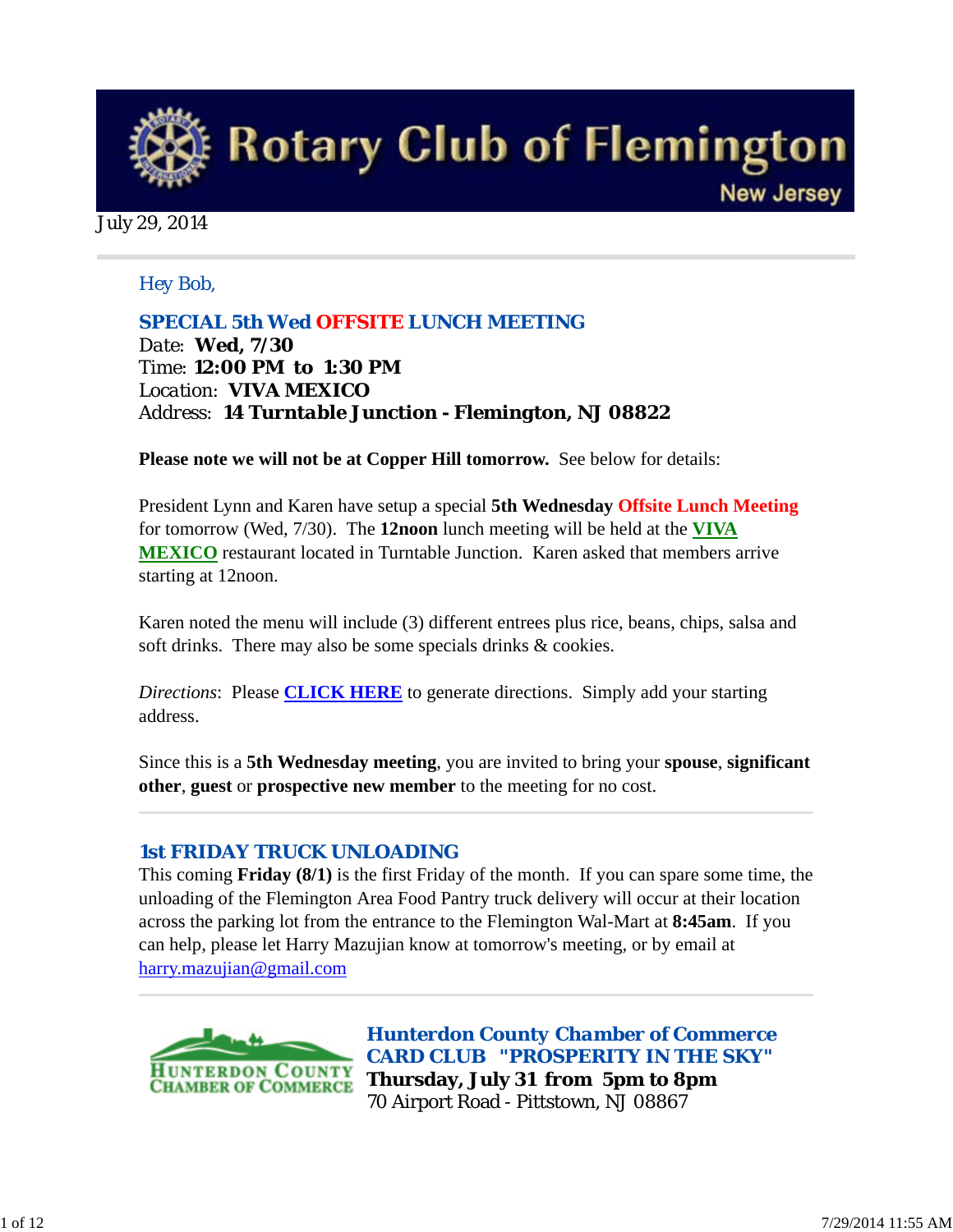# Rotary Club of Flemington

New Jersey

July 29, 2014

*Hey Bob,*

## SPECIAL 5th Wed OFFSITE LUNCH MEETING

Date: **Wed, 7/30**
Time: **12:00 PM to 1:30 PM**
Location: **VIVA MEXICO**
Address: **14 Turntable Junction - Flemington, NJ 08822**

**Please note we will not be at Copper Hill tomorrow.** See below for details:

President Lynn and Karen have setup a special **5th Wednesday** **Offsite Lunch Meeting** for tomorrow (Wed, 7/30). The **12noon** lunch meeting will be held at the **VIVA MEXICO** restaurant located in Turntable Junction. Karen asked that members arrive starting at 12noon.

Karen noted the menu will include (3) different entrees plus rice, beans, chips, salsa and soft drinks. There may also be some specials drinks & cookies.

*Directions*: Please **CLICK HERE** to generate directions. Simply add your starting address.

Since this is a **5th Wednesday meeting**, you are invited to bring your **spouse**, **significant other**, **guest** or **prospective new member** to the meeting for no cost.

---

## 1st FRIDAY TRUCK UNLOADING

This coming **Friday (8/1)** is the first Friday of the month. If you can spare some time, the unloading of the Flemington Area Food Pantry truck delivery will occur at their location across the parking lot from the entrance to the Flemington Wal-Mart at **8:45am**. If you can help, please let Harry Mazujian know at tomorrow's meeting, or by email at harry.mazujian@gmail.com

---

HUNTERDON COUNTY CHAMBER OF COMMERCE

## Hunterdon County Chamber of Commerce CARD CLUB "PROSPERITY IN THE SKY"

**Thursday, July 31 from 5pm to 8pm**
70 Airport Road - Pittstown, NJ 08867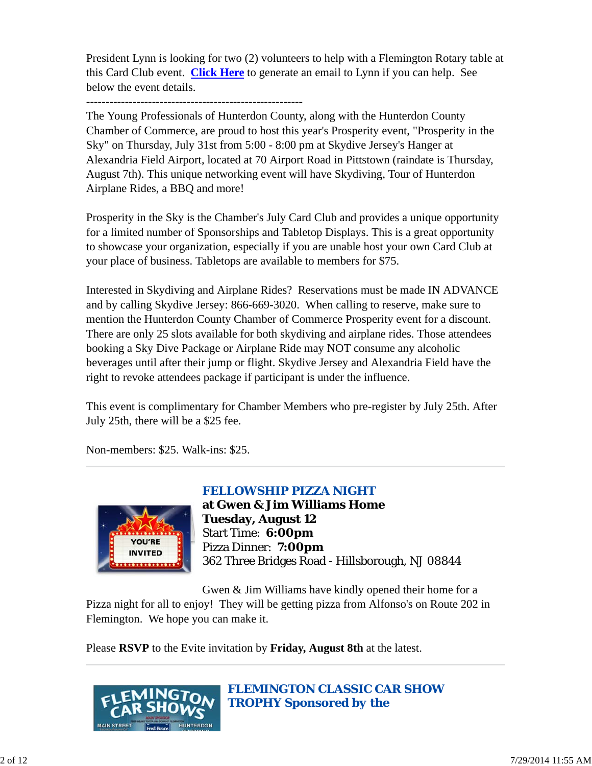President Lynn is looking for two (2) volunteers to help with a Flemington Rotary table at this Card Club event. **Click Here** to generate an email to Lynn if you can help. See below the event details.

---------------------------------------------------------

The Young Professionals of Hunterdon County, along with the Hunterdon County Chamber of Commerce, are proud to host this year's Prosperity event, "Prosperity in the Sky" on Thursday, July 31st from 5:00 - 8:00 pm at Skydive Jersey's Hanger at Alexandria Field Airport, located at 70 Airport Road in Pittstown (raindate is Thursday, August 7th). This unique networking event will have Skydiving, Tour of Hunterdon Airplane Rides, a BBQ and more!

Prosperity in the Sky is the Chamber's July Card Club and provides a unique opportunity for a limited number of Sponsorships and Tabletop Displays. This is a great opportunity to showcase your organization, especially if you are unable host your own Card Club at your place of business. Tabletops are available to members for $75.

Interested in Skydiving and Airplane Rides? Reservations must be made IN ADVANCE and by calling Skydive Jersey: 866-669-3020. When calling to reserve, make sure to mention the Hunterdon County Chamber of Commerce Prosperity event for a discount. There are only 25 slots available for both skydiving and airplane rides. Those attendees booking a Sky Dive Package or Airplane Ride may NOT consume any alcoholic beverages until after their jump or flight. Skydive Jersey and Alexandria Field have the right to revoke attendees package if participant is under the influence.

This event is complimentary for Chamber Members who pre-register by July 25th. After July 25th, there will be a $25 fee.

Non-members: $25. Walk-ins: $25.

---

## FELLOWSHIP PIZZA NIGHT

**at Gwen & Jim Williams Home**
**Tuesday, August 12**
Start Time: **6:00pm**
Pizza Dinner: **7:00pm**
362 Three Bridges Road - Hillsborough, NJ 08844

Gwen & Jim Williams have kindly opened their home for a Pizza night for all to enjoy! They will be getting pizza from Alfonso's on Route 202 in Flemington. We hope you can make it.

Please **RSVP** to the Evite invitation by **Friday, August 8th** at the latest.

---

## FLEMINGTON CLASSIC CAR SHOW TROPHY Sponsored by the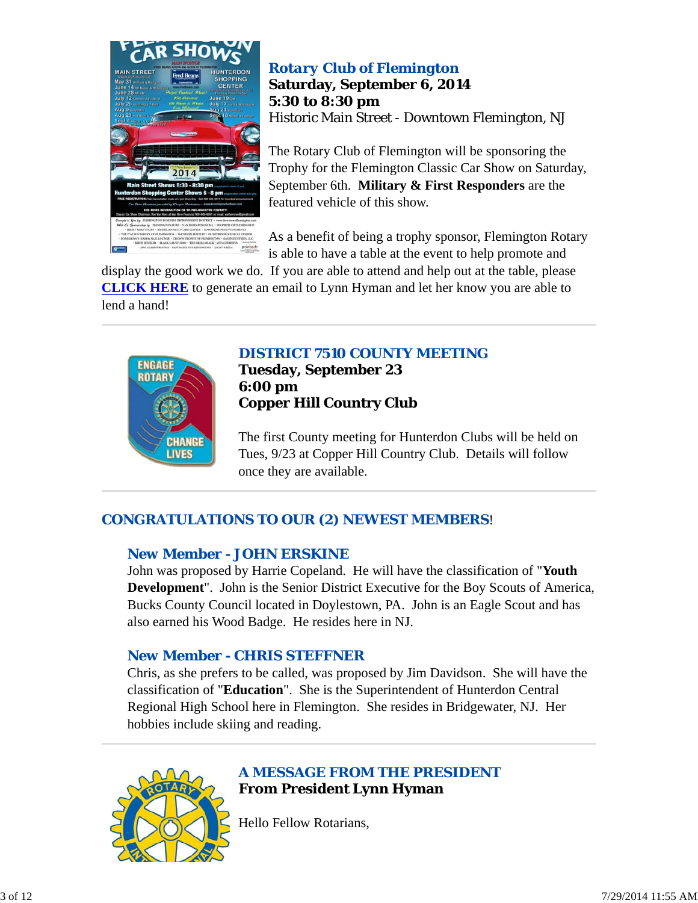### Rotary Club of Flemington

**Saturday, September 6, 2014**
**5:30 to 8:30 pm**
Historic Main Street - Downtown Flemington, NJ

The Rotary Club of Flemington will be sponsoring the Trophy for the Flemington Classic Car Show on Saturday, September 6th. **Military & First Responders** are the featured vehicle of this show.

As a benefit of being a trophy sponsor, Flemington Rotary is able to have a table at the event to help promote and display the good work we do. If you are able to attend and help out at the table, please **CLICK HERE** to generate an email to Lynn Hyman and let her know you are able to lend a hand!

---

### DISTRICT 7510 COUNTY MEETING

**Tuesday, September 23**
**6:00 pm**
**Copper Hill Country Club**

The first County meeting for Hunterdon Clubs will be held on Tues, 9/23 at Copper Hill Country Club. Details will follow once they are available.

---

## CONGRATULATIONS TO OUR (2) NEWEST MEMBERS!

### New Member - JOHN ERSKINE

John was proposed by Harrie Copeland. He will have the classification of "**Youth Development**". John is the Senior District Executive for the Boy Scouts of America, Bucks County Council located in Doylestown, PA. John is an Eagle Scout and has also earned his Wood Badge. He resides here in NJ.

### New Member - CHRIS STEFFNER

Chris, as she prefers to be called, was proposed by Jim Davidson. She will have the classification of "**Education**". She is the Superintendent of Hunterdon Central Regional High School here in Flemington. She resides in Bridgewater, NJ. Her hobbies include skiing and reading.

---

### A MESSAGE FROM THE PRESIDENT

**From President Lynn Hyman**

Hello Fellow Rotarians,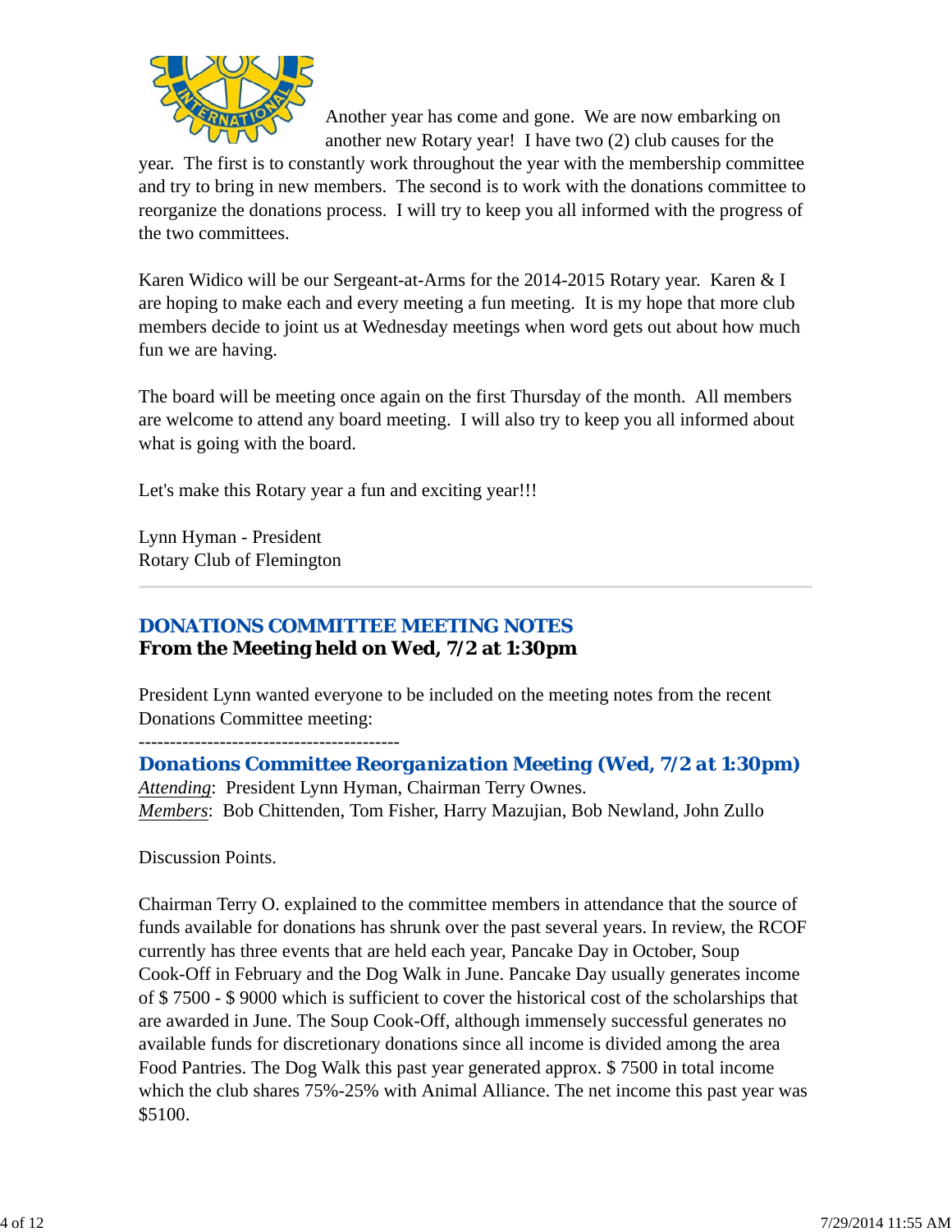Another year has come and gone. We are now embarking on another new Rotary year! I have two (2) club causes for the year. The first is to constantly work throughout the year with the membership committee and try to bring in new members. The second is to work with the donations committee to reorganize the donations process. I will try to keep you all informed with the progress of the two committees.

Karen Widico will be our Sergeant-at-Arms for the 2014-2015 Rotary year. Karen & I are hoping to make each and every meeting a fun meeting. It is my hope that more club members decide to joint us at Wednesday meetings when word gets out about how much fun we are having.

The board will be meeting once again on the first Thursday of the month. All members are welcome to attend any board meeting. I will also try to keep you all informed about what is going with the board.

Let's make this Rotary year a fun and exciting year!!!

Lynn Hyman - President
Rotary Club of Flemington

---

## DONATIONS COMMITTEE MEETING NOTES

**From the Meeting held on Wed, 7/2 at 1:30pm**

President Lynn wanted everyone to be included on the meeting notes from the recent Donations Committee meeting:

------------------------------------------

### Donations Committee Reorganization Meeting (Wed, 7/2 at 1:30pm)

*Attending*: President Lynn Hyman, Chairman Terry Ownes.
*Members*: Bob Chittenden, Tom Fisher, Harry Mazujian, Bob Newland, John Zullo

Discussion Points.

Chairman Terry O. explained to the committee members in attendance that the source of funds available for donations has shrunk over the past several years. In review, the RCOF currently has three events that are held each year, Pancake Day in October, Soup Cook-Off in February and the Dog Walk in June. Pancake Day usually generates income of $ 7500 - $ 9000 which is sufficient to cover the historical cost of the scholarships that are awarded in June. The Soup Cook-Off, although immensely successful generates no available funds for discretionary donations since all income is divided among the area Food Pantries. The Dog Walk this past year generated approx. $ 7500 in total income which the club shares 75%-25% with Animal Alliance. The net income this past year was $5100.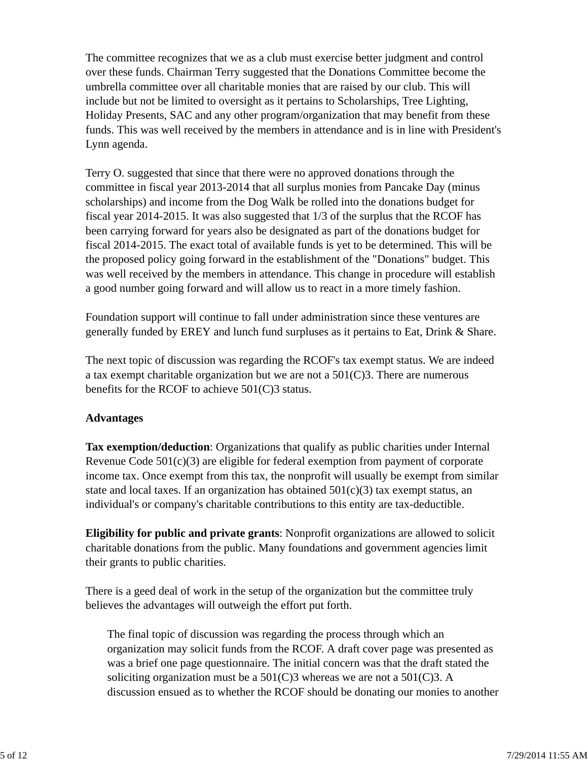The committee recognizes that we as a club must exercise better judgment and control over these funds. Chairman Terry suggested that the Donations Committee become the umbrella committee over all charitable monies that are raised by our club. This will include but not be limited to oversight as it pertains to Scholarships, Tree Lighting, Holiday Presents, SAC and any other program/organization that may benefit from these funds. This was well received by the members in attendance and is in line with President's Lynn agenda.

Terry O. suggested that since that there were no approved donations through the committee in fiscal year 2013-2014 that all surplus monies from Pancake Day (minus scholarships) and income from the Dog Walk be rolled into the donations budget for fiscal year 2014-2015. It was also suggested that 1/3 of the surplus that the RCOF has been carrying forward for years also be designated as part of the donations budget for fiscal 2014-2015. The exact total of available funds is yet to be determined. This will be the proposed policy going forward in the establishment of the "Donations" budget. This was well received by the members in attendance. This change in procedure will establish a good number going forward and will allow us to react in a more timely fashion.

Foundation support will continue to fall under administration since these ventures are generally funded by EREY and lunch fund surpluses as it pertains to Eat, Drink & Share.

The next topic of discussion was regarding the RCOF's tax exempt status. We are indeed a tax exempt charitable organization but we are not a 501(C)3. There are numerous benefits for the RCOF to achieve 501(C)3 status.

**Advantages**

**Tax exemption/deduction**: Organizations that qualify as public charities under Internal Revenue Code 501(c)(3) are eligible for federal exemption from payment of corporate income tax. Once exempt from this tax, the nonprofit will usually be exempt from similar state and local taxes. If an organization has obtained 501(c)(3) tax exempt status, an individual's or company's charitable contributions to this entity are tax-deductible.

**Eligibility for public and private grants**: Nonprofit organizations are allowed to solicit charitable donations from the public. Many foundations and government agencies limit their grants to public charities.

There is a geed deal of work in the setup of the organization but the committee truly believes the advantages will outweigh the effort put forth.

The final topic of discussion was regarding the process through which an organization may solicit funds from the RCOF. A draft cover page was presented as was a brief one page questionnaire. The initial concern was that the draft stated the soliciting organization must be a 501(C)3 whereas we are not a 501(C)3. A discussion ensued as to whether the RCOF should be donating our monies to another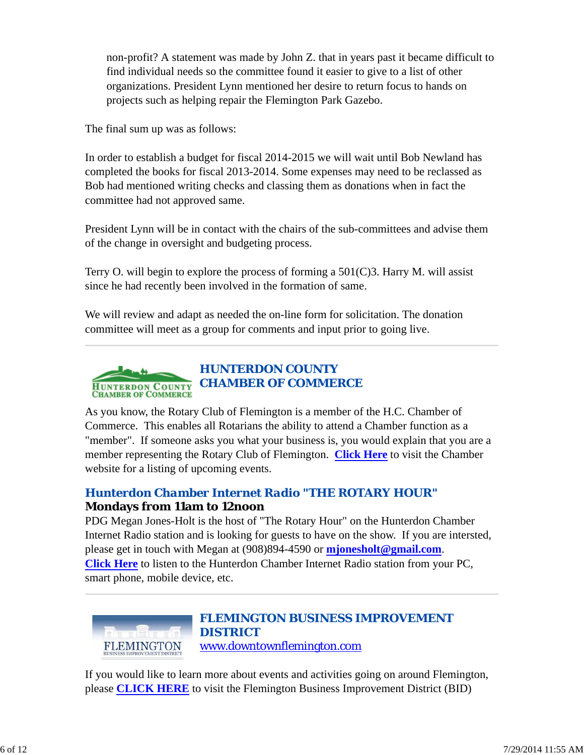non-profit? A statement was made by John Z. that in years past it became difficult to find individual needs so the committee found it easier to give to a list of other organizations. President Lynn mentioned her desire to return focus to hands on projects such as helping repair the Flemington Park Gazebo.

The final sum up was as follows:

In order to establish a budget for fiscal 2014-2015 we will wait until Bob Newland has completed the books for fiscal 2013-2014. Some expenses may need to be reclassed as Bob had mentioned writing checks and classing them as donations when in fact the committee had not approved same.

President Lynn will be in contact with the chairs of the sub-committees and advise them of the change in oversight and budgeting process.

Terry O. will begin to explore the process of forming a 501(C)3. Harry M. will assist since he had recently been involved in the formation of same.

We will review and adapt as needed the on-line form for solicitation. The donation committee will meet as a group for comments and input prior to going live.

---

## HUNTERDON COUNTY CHAMBER OF COMMERCE

As you know, the Rotary Club of Flemington is a member of the H.C. Chamber of Commerce. This enables all Rotarians the ability to attend a Chamber function as a "member". If someone asks you what your business is, you would explain that you are a member representing the Rotary Club of Flemington. **Click Here** to visit the Chamber website for a listing of upcoming events.

### Hunterdon Chamber Internet Radio "THE ROTARY HOUR"

**Mondays from 11am to 12noon**

PDG Megan Jones-Holt is the host of "The Rotary Hour" on the Hunterdon Chamber Internet Radio station and is looking for guests to have on the show. If you are intersted, please get in touch with Megan at (908)894-4590 or **mjonesholt@gmail.com**. **Click Here** to listen to the Hunterdon Chamber Internet Radio station from your PC, smart phone, mobile device, etc.

---

## FLEMINGTON BUSINESS IMPROVEMENT DISTRICT

www.downtownflemington.com

If you would like to learn more about events and activities going on around Flemington, please **CLICK HERE** to visit the Flemington Business Improvement District (BID)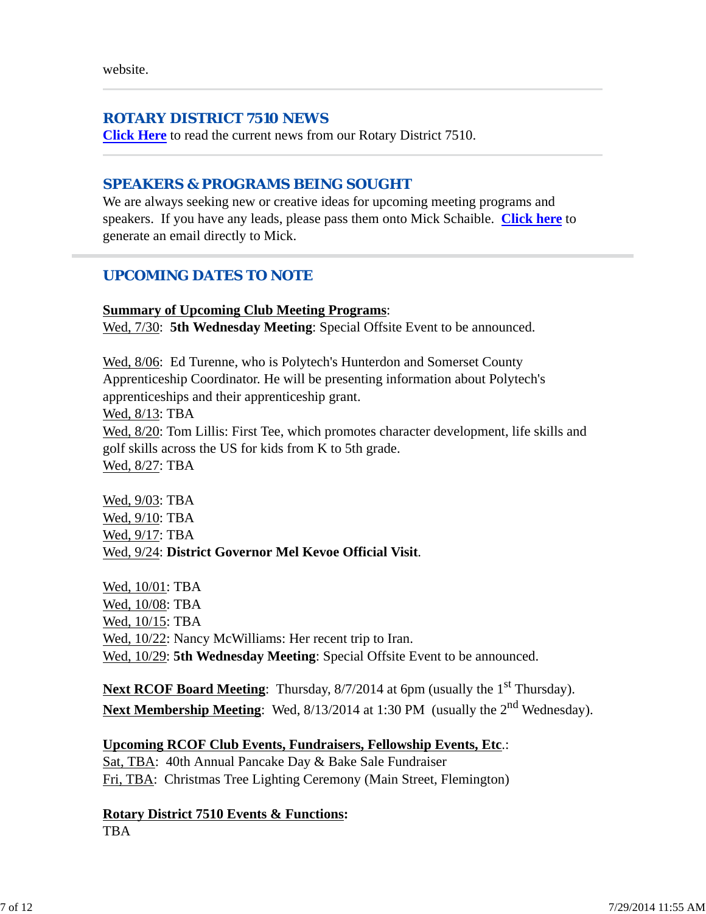website.

---

## ROTARY DISTRICT 7510 NEWS

**Click Here** to read the current news from our Rotary District 7510.

---

## SPEAKERS & PROGRAMS BEING SOUGHT

We are always seeking new or creative ideas for upcoming meeting programs and speakers. If you have any leads, please pass them onto Mick Schaible. **Click here** to generate an email directly to Mick.

---

## UPCOMING DATES TO NOTE

**Summary of Upcoming Club Meeting Programs**:

Wed, 7/30: **5th Wednesday Meeting**: Special Offsite Event to be announced.

Wed, 8/06: Ed Turenne, who is Polytech's Hunterdon and Somerset County Apprenticeship Coordinator. He will be presenting information about Polytech's apprenticeships and their apprenticeship grant.
Wed, 8/13: TBA
Wed, 8/20: Tom Lillis: First Tee, which promotes character development, life skills and golf skills across the US for kids from K to 5th grade.
Wed, 8/27: TBA

Wed, 9/03: TBA
Wed, 9/10: TBA
Wed, 9/17: TBA
Wed, 9/24: **District Governor Mel Kevoe Official Visit**.

Wed, 10/01: TBA
Wed, 10/08: TBA
Wed, 10/15: TBA
Wed, 10/22: Nancy McWilliams: Her recent trip to Iran.
Wed, 10/29: **5th Wednesday Meeting**: Special Offsite Event to be announced.

**Next RCOF Board Meeting**: Thursday, 8/7/2014 at 6pm (usually the 1st Thursday).
**Next Membership Meeting**: Wed, 8/13/2014 at 1:30 PM (usually the 2nd Wednesday).

**Upcoming RCOF Club Events, Fundraisers, Fellowship Events, Etc**.:
Sat, TBA: 40th Annual Pancake Day & Bake Sale Fundraiser
Fri, TBA: Christmas Tree Lighting Ceremony (Main Street, Flemington)

**Rotary District 7510 Events & Functions:**
TBA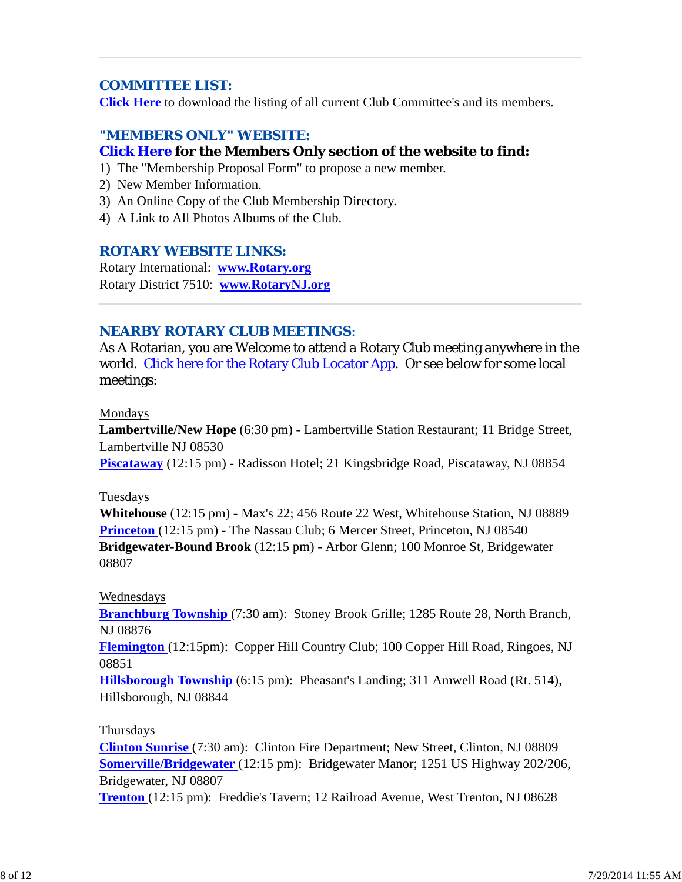---

## COMMITTEE LIST:

**Click Here** to download the listing of all current Club Committee's and its members.

## "MEMBERS ONLY" WEBSITE:

**Click Here for the Members Only section of the website to find:**

1) The "Membership Proposal Form" to propose a new member.
2) New Member Information.
3) An Online Copy of the Club Membership Directory.
4) A Link to All Photos Albums of the Club.

## ROTARY WEBSITE LINKS:

Rotary International: **www.Rotary.org**
Rotary District 7510: **www.RotaryNJ.org**

---

## NEARBY ROTARY CLUB MEETINGS:

As A Rotarian, you are Welcome to attend a Rotary Club meeting anywhere in the world. Click here for the Rotary Club Locator App. Or see below for some local meetings:

Mondays

**Lambertville/New Hope** (6:30 pm) - Lambertville Station Restaurant; 11 Bridge Street, Lambertville NJ 08530
**Piscataway** (12:15 pm) - Radisson Hotel; 21 Kingsbridge Road, Piscataway, NJ 08854

Tuesdays

**Whitehouse** (12:15 pm) - Max's 22; 456 Route 22 West, Whitehouse Station, NJ 08889
**Princeton** (12:15 pm) - The Nassau Club; 6 Mercer Street, Princeton, NJ 08540
**Bridgewater-Bound Brook** (12:15 pm) - Arbor Glenn; 100 Monroe St, Bridgewater 08807

Wednesdays

**Branchburg Township** (7:30 am): Stoney Brook Grille; 1285 Route 28, North Branch, NJ 08876
**Flemington** (12:15pm): Copper Hill Country Club; 100 Copper Hill Road, Ringoes, NJ 08851
**Hillsborough Township** (6:15 pm): Pheasant's Landing; 311 Amwell Road (Rt. 514), Hillsborough, NJ 08844

Thursdays

**Clinton Sunrise** (7:30 am): Clinton Fire Department; New Street, Clinton, NJ 08809
**Somerville/Bridgewater** (12:15 pm): Bridgewater Manor; 1251 US Highway 202/206, Bridgewater, NJ 08807
**Trenton** (12:15 pm): Freddie's Tavern; 12 Railroad Avenue, West Trenton, NJ 08628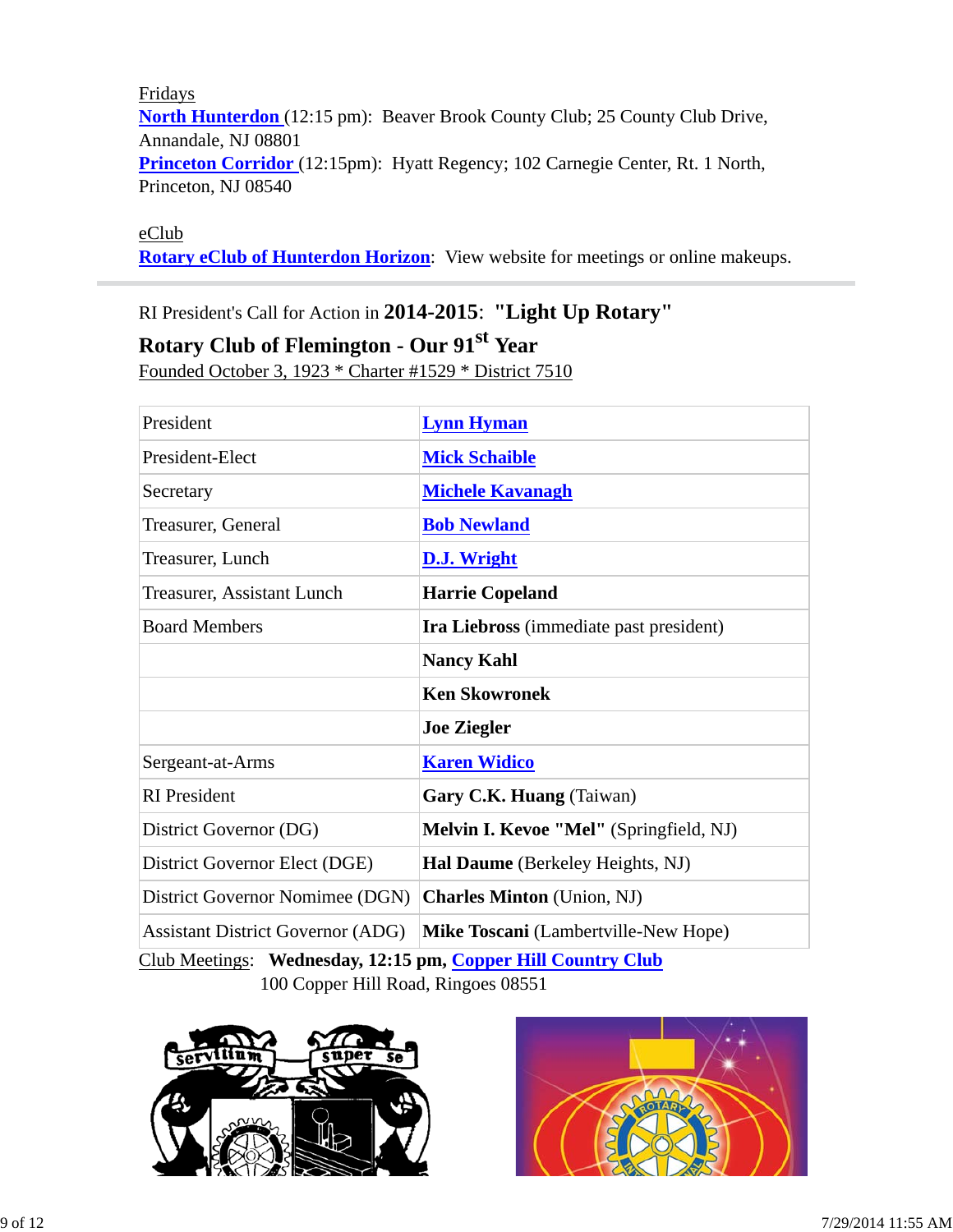Fridays

**North Hunterdon** (12:15 pm): Beaver Brook County Club; 25 County Club Drive, Annandale, NJ 08801

**Princeton Corridor** (12:15pm): Hyatt Regency; 102 Carnegie Center, Rt. 1 North, Princeton, NJ 08540

eClub

**Rotary eClub of Hunterdon Horizon**: View website for meetings or online makeups.

---

RI President's Call for Action in **2014-2015**: **"Light Up Rotary"**

**Rotary Club of Flemington - Our 91st Year**

Founded October 3, 1923 * Charter #1529 * District 7510

| | |
|---|---|
| President | **Lynn Hyman** |
| President-Elect | **Mick Schaible** |
| Secretary | **Michele Kavanagh** |
| Treasurer, General | **Bob Newland** |
| Treasurer, Lunch | **D.J. Wright** |
| Treasurer, Assistant Lunch | **Harrie Copeland** |
| Board Members | **Ira Liebross** (immediate past president) |
| | **Nancy Kahl** |
| | **Ken Skowronek** |
| | **Joe Ziegler** |
| Sergeant-at-Arms | **Karen Widico** |
| RI President | **Gary C.K. Huang** (Taiwan) |
| District Governor (DG) | **Melvin I. Kevoe "Mel"** (Springfield, NJ) |
| District Governor Elect (DGE) | **Hal Daume** (Berkeley Heights, NJ) |
| District Governor Nominee (DGN) | **Charles Minton** (Union, NJ) |
| Assistant District Governor (ADG) | **Mike Toscani** (Lambertville-New Hope) |

Club Meetings: **Wednesday, 12:15 pm, Copper Hill Country Club**
100 Copper Hill Road, Ringoes 08551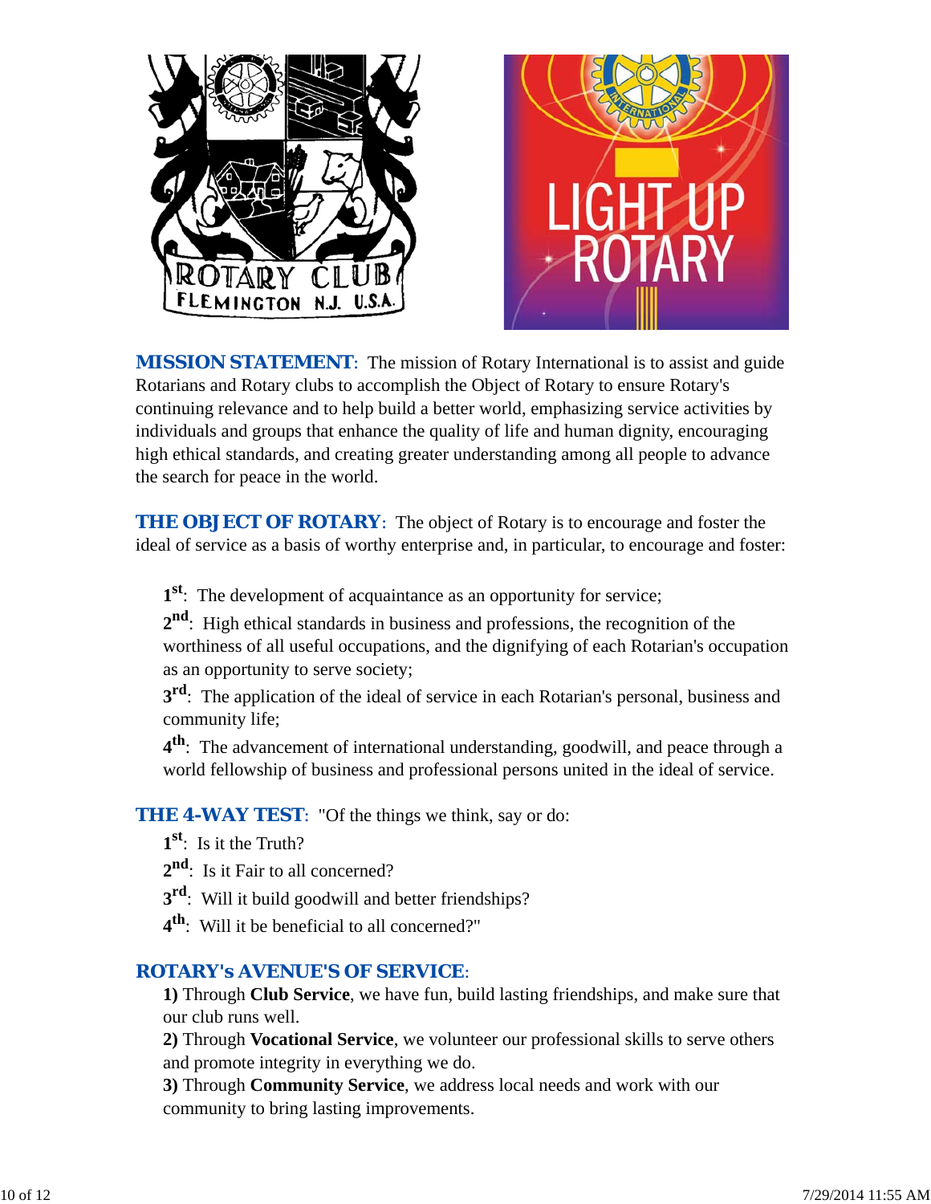**MISSION STATEMENT**: The mission of Rotary International is to assist and guide Rotarians and Rotary clubs to accomplish the Object of Rotary to ensure Rotary's continuing relevance and to help build a better world, emphasizing service activities by individuals and groups that enhance the quality of life and human dignity, encouraging high ethical standards, and creating greater understanding among all people to advance the search for peace in the world.

**THE OBJECT OF ROTARY**: The object of Rotary is to encourage and foster the ideal of service as a basis of worthy enterprise and, in particular, to encourage and foster:

**1st**: The development of acquaintance as an opportunity for service;

**2nd**: High ethical standards in business and professions, the recognition of the worthiness of all useful occupations, and the dignifying of each Rotarian's occupation as an opportunity to serve society;

**3rd**: The application of the ideal of service in each Rotarian's personal, business and community life;

**4th**: The advancement of international understanding, goodwill, and peace through a world fellowship of business and professional persons united in the ideal of service.

**THE 4-WAY TEST**: "Of the things we think, say or do:

**1st**: Is it the Truth?

**2nd**: Is it Fair to all concerned?

**3rd**: Will it build goodwill and better friendships?

**4th**: Will it be beneficial to all concerned?"

**ROTARY's AVENUE'S OF SERVICE**:

**1)** Through **Club Service**, we have fun, build lasting friendships, and make sure that our club runs well.

**2)** Through **Vocational Service**, we volunteer our professional skills to serve others and promote integrity in everything we do.

**3)** Through **Community Service**, we address local needs and work with our community to bring lasting improvements.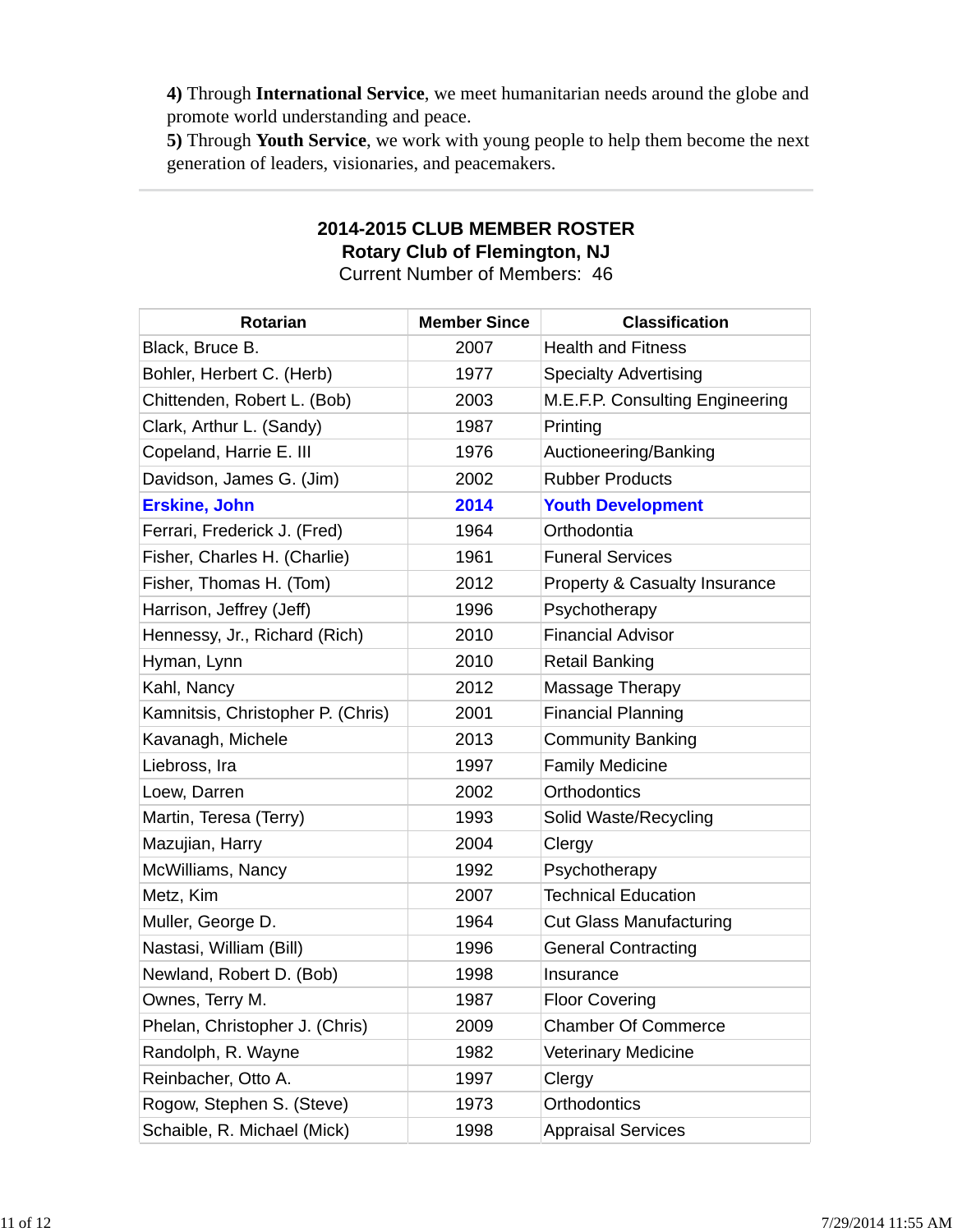**4)** Through **International Service**, we meet humanitarian needs around the globe and promote world understanding and peace.
**5)** Through **Youth Service**, we work with young people to help them become the next generation of leaders, visionaries, and peacemakers.

---

## 2014-2015 CLUB MEMBER ROSTER
## Rotary Club of Flemington, NJ

Current Number of Members: 46

| Rotarian | Member Since | Classification |
|---|---|---|
| Black, Bruce B. | 2007 | Health and Fitness |
| Bohler, Herbert C. (Herb) | 1977 | Specialty Advertising |
| Chittenden, Robert L. (Bob) | 2003 | M.E.F.P. Consulting Engineering |
| Clark, Arthur L. (Sandy) | 1987 | Printing |
| Copeland, Harrie E. III | 1976 | Auctioneering/Banking |
| Davidson, James G. (Jim) | 2002 | Rubber Products |
| **Erskine, John** | **2014** | **Youth Development** |
| Ferrari, Frederick J. (Fred) | 1964 | Orthodontia |
| Fisher, Charles H. (Charlie) | 1961 | Funeral Services |
| Fisher, Thomas H. (Tom) | 2012 | Property & Casualty Insurance |
| Harrison, Jeffrey (Jeff) | 1996 | Psychotherapy |
| Hennessy, Jr., Richard (Rich) | 2010 | Financial Advisor |
| Hyman, Lynn | 2010 | Retail Banking |
| Kahl, Nancy | 2012 | Massage Therapy |
| Kamnitsis, Christopher P. (Chris) | 2001 | Financial Planning |
| Kavanagh, Michele | 2013 | Community Banking |
| Liebross, Ira | 1997 | Family Medicine |
| Loew, Darren | 2002 | Orthodontics |
| Martin, Teresa (Terry) | 1993 | Solid Waste/Recycling |
| Mazujian, Harry | 2004 | Clergy |
| McWilliams, Nancy | 1992 | Psychotherapy |
| Metz, Kim | 2007 | Technical Education |
| Muller, George D. | 1964 | Cut Glass Manufacturing |
| Nastasi, William (Bill) | 1996 | General Contracting |
| Newland, Robert D. (Bob) | 1998 | Insurance |
| Ownes, Terry M. | 1987 | Floor Covering |
| Phelan, Christopher J. (Chris) | 2009 | Chamber Of Commerce |
| Randolph, R. Wayne | 1982 | Veterinary Medicine |
| Reinbacher, Otto A. | 1997 | Clergy |
| Rogow, Stephen S. (Steve) | 1973 | Orthodontics |
| Schaible, R. Michael (Mick) | 1998 | Appraisal Services |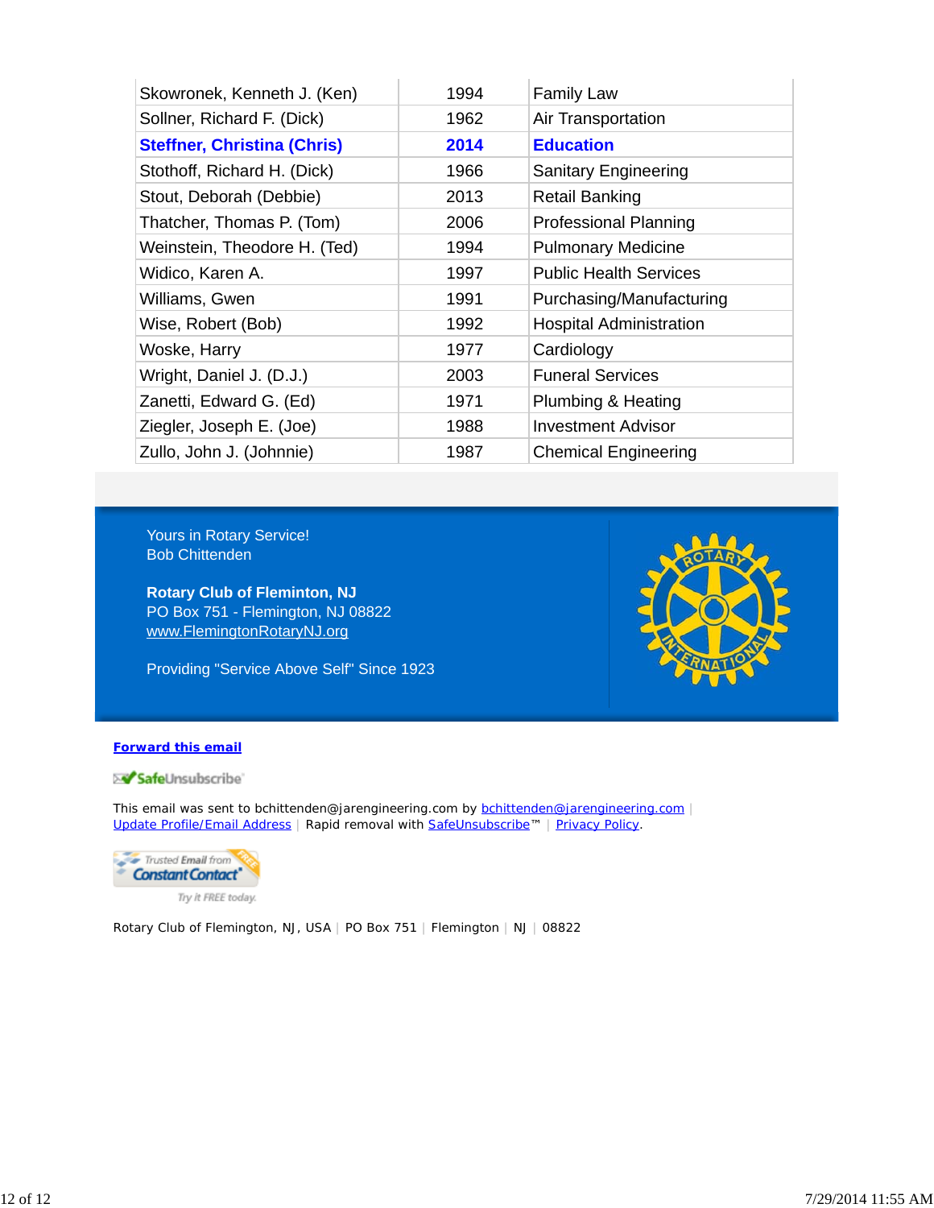| | | |
|---|---|---|
| Skowronek, Kenneth J. (Ken) | 1994 | Family Law |
| Sollner, Richard F. (Dick) | 1962 | Air Transportation |
| **Steffner, Christina (Chris)** | **2014** | **Education** |
| Stothoff, Richard H. (Dick) | 1966 | Sanitary Engineering |
| Stout, Deborah (Debbie) | 2013 | Retail Banking |
| Thatcher, Thomas P. (Tom) | 2006 | Professional Planning |
| Weinstein, Theodore H. (Ted) | 1994 | Pulmonary Medicine |
| Widico, Karen A. | 1997 | Public Health Services |
| Williams, Gwen | 1991 | Purchasing/Manufacturing |
| Wise, Robert (Bob) | 1992 | Hospital Administration |
| Woske, Harry | 1977 | Cardiology |
| Wright, Daniel J. (D.J.) | 2003 | Funeral Services |
| Zanetti, Edward G. (Ed) | 1971 | Plumbing & Heating |
| Ziegler, Joseph E. (Joe) | 1988 | Investment Advisor |
| Zullo, John J. (Johnnie) | 1987 | Chemical Engineering |

Yours in Rotary Service!
Bob Chittenden

**Rotary Club of Fleminton, NJ**
PO Box 751 - Flemington, NJ 08822
www.FlemingtonRotaryNJ.org

Providing "Service Above Self" Since 1923

**Forward this email**

SafeUnsubscribe

This email was sent to bchittenden@jarengineering.com by bchittenden@jarengineering.com | Update Profile/Email Address | Rapid removal with SafeUnsubscribe™ | Privacy Policy.

Trusted Email from Constant Contact — Try it FREE today.

Rotary Club of Flemington, NJ, USA | PO Box 751 | Flemington | NJ | 08822